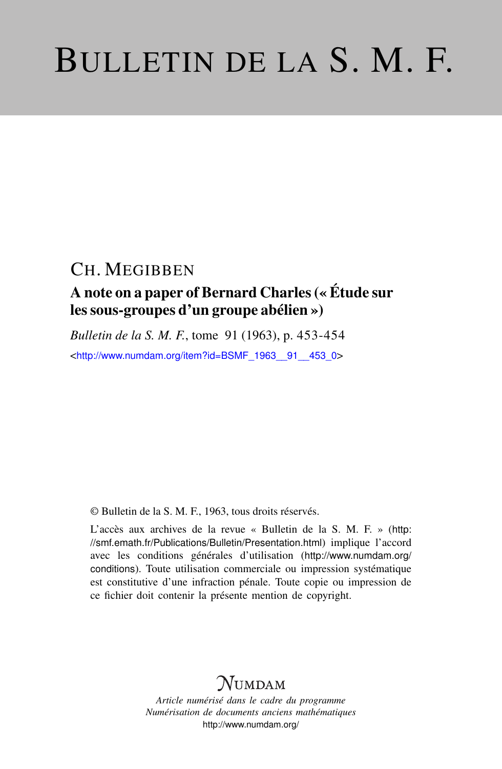# BULLETIN DE LA S. M. F.

CH. MEGIBBEN

## A note on a paper of Bernard Charles (« Étude sur les sous-groupes d'un groupe abélien »)

*Bulletin de la S. M. F.*, tome 91 (1963), p. 453-454

<http://www.numdam.org/item?id=BSMF_1963__91__453_0>

© Bulletin de la S. M. F., 1963, tous droits réservés.

L'accès aux archives de la revue « Bulletin de la S. M. F. » (http://smf.emath.fr/Publications/Bulletin/Presentation.html) implique l'accord avec les conditions générales d'utilisation (http://www.numdam.org/conditions). Toute utilisation commerciale ou impression systématique est constitutive d'une infraction pénale. Toute copie ou impression de ce fichier doit contenir la présente mention de copyright.

NUMDAM

*Article numérisé dans le cadre du programme Numérisation de documents anciens mathématiques*

http://www.numdam.org/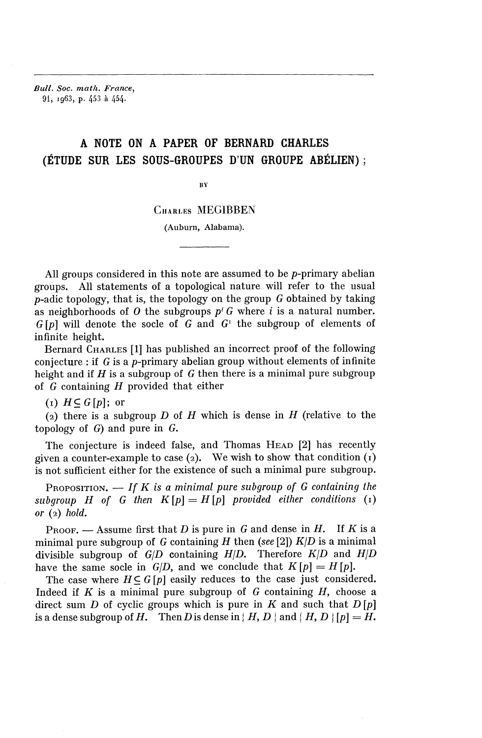# A NOTE ON A PAPER OF BERNARD CHARLES (ÉTUDE SUR LES SOUS-GROUPES D'UN GROUPE ABÉLIEN);

BY

CHARLES MEGIBBEN

(Auburn, Alabama).

---

All groups considered in this note are assumed to be $p$-primary abelian groups. All statements of a topological nature will refer to the usual $p$-adic topology, that is, the topology on the group $G$ obtained by taking as neighborhoods of $0$ the subgroups $p^i G$ where $i$ is a natural number. $G[p]$ will denote the socle of $G$ and $G^1$ the subgroup of elements of infinite height.

Bernard CHARLES [1] has published an incorrect proof of the following conjecture : if $G$ is a $p$-primary abelian group without elements of infinite height and if $H$ is a subgroup of $G$ then there is a minimal pure subgroup of $G$ containing $H$ provided that either

(1) $H \subseteq G[p]$; or

(2) there is a subgroup $D$ of $H$ which is dense in $H$ (relative to the topology of $G$) and pure in $G$.

The conjecture is indeed false, and Thomas HEAD [2] has recently given a counter-example to case (2). We wish to show that condition (1) is not sufficient either for the existence of such a minimal pure subgroup.

PROPOSITION. — *If $K$ is a minimal pure subgroup of $G$ containing the subgroup $H$ of $G$ then $K[p] = H[p]$ provided either conditions* (1) *or* (2) *hold.*

PROOF. — Assume first that $D$ is pure in $G$ and dense in $H$. If $K$ is a minimal pure subgroup of $G$ containing $H$ then (*see* [2]) $K/D$ is a minimal divisible subgroup of $G/D$ containing $H/D$. Therefore $K/D$ and $H/D$ have the same socle in $G/D$, and we conclude that $K[p] = H[p]$.

The case where $H \subseteq G[p]$ easily reduces to the case just considered. Indeed if $K$ is a minimal pure subgroup of $G$ containing $H$, choose a direct sum $D$ of cyclic groups which is pure in $K$ and such that $D[p]$ is a dense subgroup of $H$. Then $D$ is dense in $\{H, D\}$ and $\{H, D\}[p] = H$.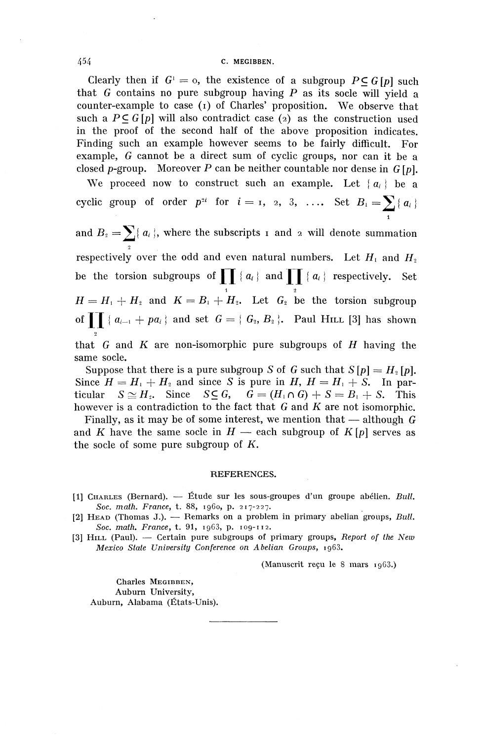Clearly then if $G^1 = 0$, the existence of a subgroup $P \subseteq G[p]$ such that $G$ contains no pure subgroup having $P$ as its socle will yield a counter-example to case (1) of Charles' proposition. We observe that such a $P \subseteq G[p]$ will also contradict case (2) as the construction used in the proof of the second half of the above proposition indicates. Finding such an example however seems to be fairly difficult. For example, $G$ cannot be a direct sum of cyclic groups, nor can it be a closed $p$-group. Moreover $P$ can be neither countable nor dense in $G[p]$.

We proceed now to construct such an example. Let $\{a_i\}$ be a cyclic group of order $p^{2i}$ for $i = 1, 2, 3, \ldots$. Set $B_1 = \sum_1 \{a_i\}$ and $B_2 = \sum_2 \{a_i\}$, where the subscripts 1 and 2 will denote summation respectively over the odd and even natural numbers. Let $H_1$ and $H_2$ be the torsion subgroups of $\prod_1 \{a_i\}$ and $\prod_2 \{a_i\}$ respectively. Set $H = H_1 + H_2$ and $K = B_1 + H_2$. Let $G_2$ be the torsion subgroup of $\prod_2 \{a_{i-1} + pa_i\}$ and set $G = \{G_2, B_2\}$. Paul Hill [3] has shown that $G$ and $K$ are non-isomorphic pure subgroups of $H$ having the same socle.

Suppose that there is a pure subgroup $S$ of $G$ such that $S[p] = H_2[p]$. Since $H = H_1 + H_2$ and since $S$ is pure in $H$, $H = H_1 + S$. In particular $S \cong H_2$. Since $S \subseteq G$, $G = (H_1 \cap G) + S = B_1 + S$. This however is a contradiction to the fact that $G$ and $K$ are not isomorphic.

Finally, as it may be of some interest, we mention that — although $G$ and $K$ have the same socle in $H$ — each subgroup of $K[p]$ serves as the socle of some pure subgroup of $K$.

## REFERENCES.

[1] Charles (Bernard). — Étude sur les sous-groupes d'un groupe abélien. *Bull. Soc. math. France*, t. 88, 1960, p. 217-227.

[2] Head (Thomas J.). — Remarks on a problem in primary abelian groups, *Bull. Soc. math. France*, t. 91, 1963, p. 109-112.

[3] Hill (Paul). — Certain pure subgroups of primary groups, *Report of the New Mexico State University Conference on Abelian Groups*, 1963.

(Manuscrit reçu le 8 mars 1963.)

Charles Megibben,
Auburn University,
Auburn, Alabama (États-Unis).